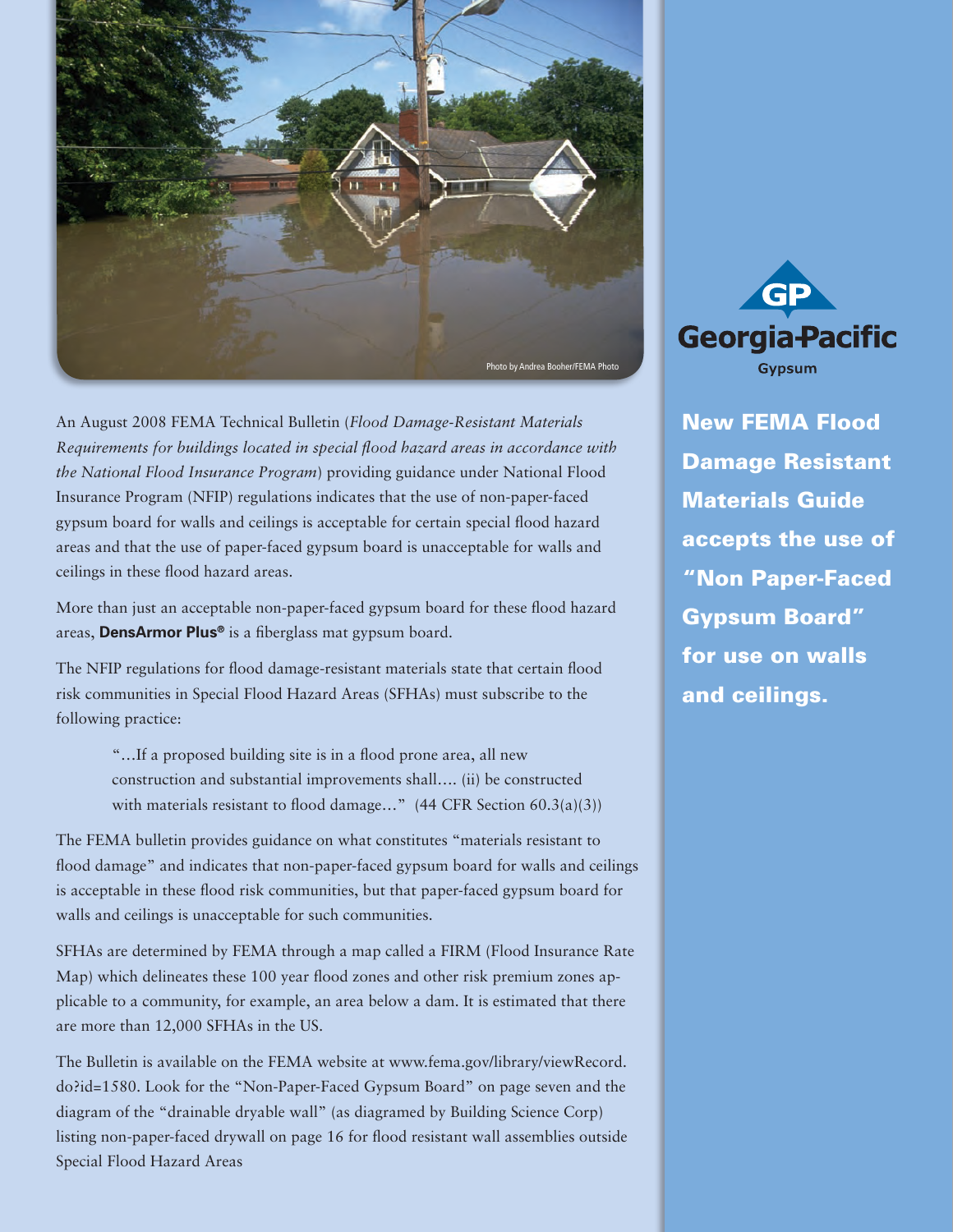Photo by Andrea Booher/FEMA Photo

Georgia-Pacific Gypsum

## New FEMA Flood Damage Resistant Materials Guide accepts the use of "Non Paper-Faced Gypsum Board" for use on walls and ceilings.

An August 2008 FEMA Technical Bulletin (*Flood Damage-Resistant Materials Requirements for buildings located in special flood hazard areas in accordance with the National Flood Insurance Program*) providing guidance under National Flood Insurance Program (NFIP) regulations indicates that the use of non-paper-faced gypsum board for walls and ceilings is acceptable for certain special flood hazard areas and that the use of paper-faced gypsum board is unacceptable for walls and ceilings in these flood hazard areas.

More than just an acceptable non-paper-faced gypsum board for these flood hazard areas, **DensArmor Plus®** is a fiberglass mat gypsum board.

The NFIP regulations for flood damage-resistant materials state that certain flood risk communities in Special Flood Hazard Areas (SFHAs) must subscribe to the following practice:

> "…If a proposed building site is in a flood prone area, all new construction and substantial improvements shall…. (ii) be constructed with materials resistant to flood damage…" (44 CFR Section 60.3(a)(3))

The FEMA bulletin provides guidance on what constitutes "materials resistant to flood damage" and indicates that non-paper-faced gypsum board for walls and ceilings is acceptable in these flood risk communities, but that paper-faced gypsum board for walls and ceilings is unacceptable for such communities.

SFHAs are determined by FEMA through a map called a FIRM (Flood Insurance Rate Map) which delineates these 100 year flood zones and other risk premium zones applicable to a community, for example, an area below a dam. It is estimated that there are more than 12,000 SFHAs in the US.

The Bulletin is available on the FEMA website at www.fema.gov/library/viewRecord.do?id=1580. Look for the "Non-Paper-Faced Gypsum Board" on page seven and the diagram of the "drainable dryable wall" (as diagramed by Building Science Corp) listing non-paper-faced drywall on page 16 for flood resistant wall assemblies outside Special Flood Hazard Areas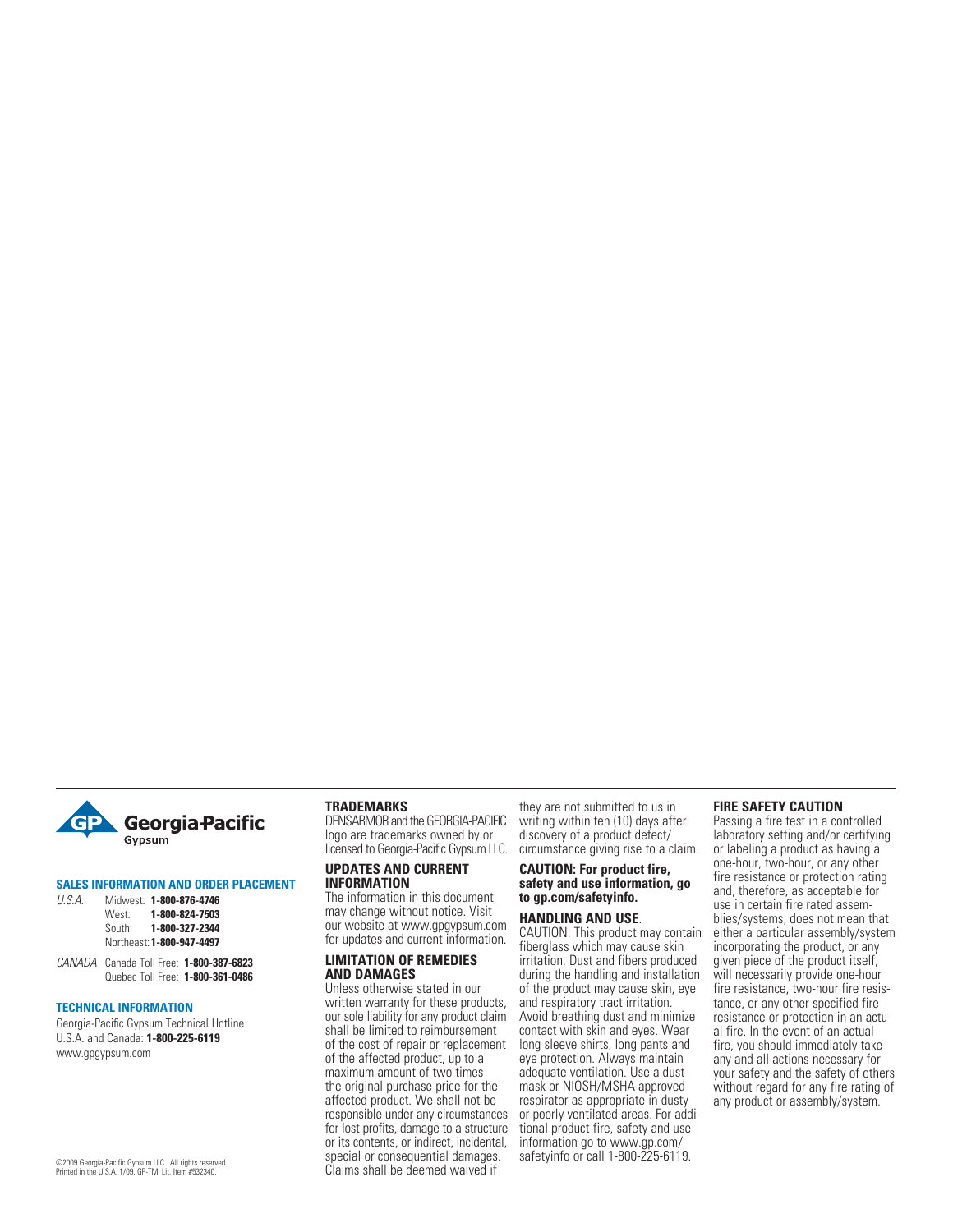Georgia-Pacific
Gypsum

## SALES INFORMATION AND ORDER PLACEMENT

*U.S.A.*
Midwest: **1-800-876-4746**
West: **1-800-824-7503**
South: **1-800-327-2344**
Northeast: **1-800-947-4497**

*CANADA*
Canada Toll Free: **1-800-387-6823**
Quebec Toll Free: **1-800-361-0486**

## TECHNICAL INFORMATION

Georgia-Pacific Gypsum Technical Hotline
U.S.A. and Canada: **1-800-225-6119**
www.gpgypsum.com

©2009 Georgia-Pacific Gypsum LLC. All rights reserved.
Printed in the U.S.A. 1/09. GP-TM Lit. Item #532340.

## TRADEMARKS

DENSARMOR and the GEORGIA-PACIFIC logo are trademarks owned by or licensed to Georgia-Pacific Gypsum LLC.

## UPDATES AND CURRENT INFORMATION

The information in this document may change without notice. Visit our website at www.gpgypsum.com for updates and current information.

## LIMITATION OF REMEDIES AND DAMAGES

Unless otherwise stated in our written warranty for these products, our sole liability for any product claim shall be limited to reimbursement of the cost of repair or replacement of the affected product, up to a maximum amount of two times the original purchase price for the affected product. We shall not be responsible under any circumstances for lost profits, damage to a structure or its contents, or indirect, incidental, special or consequential damages. Claims shall be deemed waived if they are not submitted to us in writing within ten (10) days after discovery of a product defect/circumstance giving rise to a claim.

**CAUTION: For product fire, safety and use information, go to gp.com/safetyinfo.**

## HANDLING AND USE.

CAUTION: This product may contain fiberglass which may cause skin irritation. Dust and fibers produced during the handling and installation of the product may cause skin, eye and respiratory tract irritation. Avoid breathing dust and minimize contact with skin and eyes. Wear long sleeve shirts, long pants and eye protection. Always maintain adequate ventilation. Use a dust mask or NIOSH/MSHA approved respirator as appropriate in dusty or poorly ventilated areas. For additional product fire, safety and use information go to www.gp.com/safetyinfo or call 1-800-225-6119.

## FIRE SAFETY CAUTION

Passing a fire test in a controlled laboratory setting and/or certifying or labeling a product as having a one-hour, two-hour, or any other fire resistance or protection rating and, therefore, as acceptable for use in certain fire rated assemblies/systems, does not mean that either a particular assembly/system incorporating the product, or any given piece of the product itself, will necessarily provide one-hour fire resistance, two-hour fire resistance, or any other specified fire resistance or protection in an actual fire. In the event of an actual fire, you should immediately take any and all actions necessary for your safety and the safety of others without regard for any fire rating of any product or assembly/system.